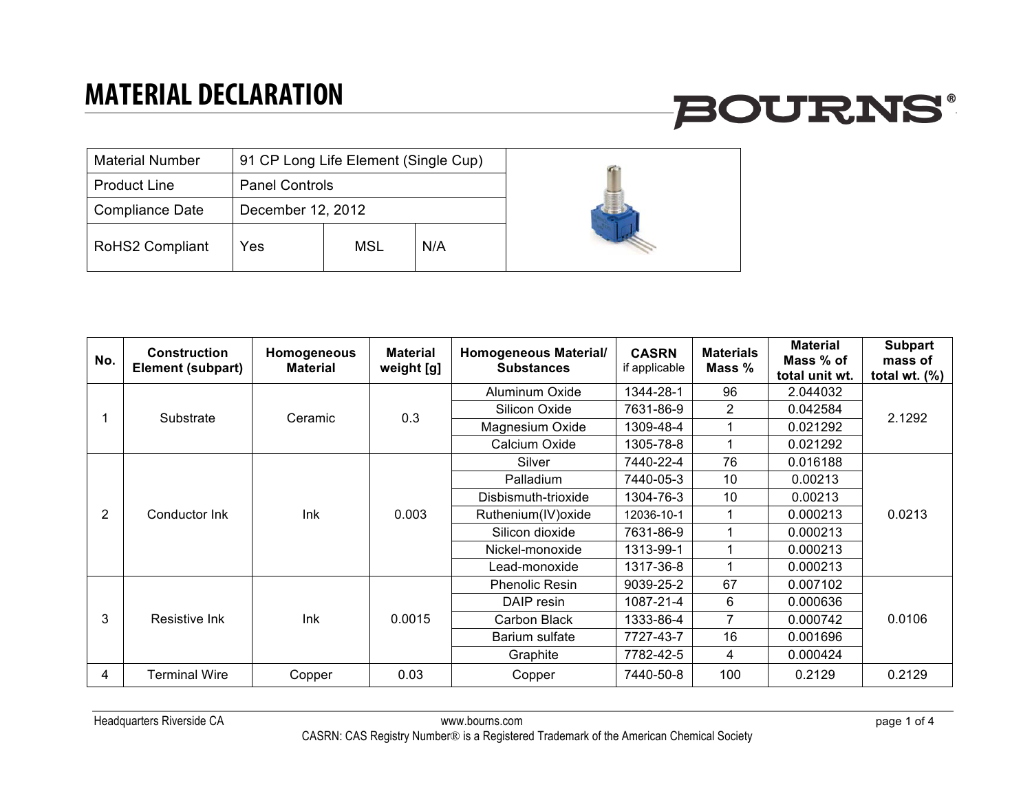# MATERIAL DECLARATION

BOURNS®

| Material Number | 91 CP Long Life Element (Single Cup) | | |
|---|---|---|---|
| Product Line | Panel Controls | | |
| Compliance Date | December 12, 2012 | | |
| RoHS2 Compliant | Yes | MSL | N/A |

| No. | Construction Element (subpart) | Homogeneous Material | Material weight [g] | Homogeneous Material/ Substances | CASRN if applicable | Materials Mass % | Material Mass % of total unit wt. | Subpart mass of total wt. (%) |
|---|---|---|---|---|---|---|---|---|
| 1 | Substrate | Ceramic | 0.3 | Aluminum Oxide | 1344-28-1 | 96 | 2.044032 | 2.1292 |
| | | | | Silicon Oxide | 7631-86-9 | 2 | 0.042584 | |
| | | | | Magnesium Oxide | 1309-48-4 | 1 | 0.021292 | |
| | | | | Calcium Oxide | 1305-78-8 | 1 | 0.021292 | |
| 2 | Conductor Ink | Ink | 0.003 | Silver | 7440-22-4 | 76 | 0.016188 | 0.0213 |
| | | | | Palladium | 7440-05-3 | 10 | 0.00213 | |
| | | | | Disbismuth-trioxide | 1304-76-3 | 10 | 0.00213 | |
| | | | | Ruthenium(IV)oxide | 12036-10-1 | 1 | 0.000213 | |
| | | | | Silicon dioxide | 7631-86-9 | 1 | 0.000213 | |
| | | | | Nickel-monoxide | 1313-99-1 | 1 | 0.000213 | |
| | | | | Lead-monoxide | 1317-36-8 | 1 | 0.000213 | |
| 3 | Resistive Ink | Ink | 0.0015 | Phenolic Resin | 9039-25-2 | 67 | 0.007102 | 0.0106 |
| | | | | DAIP resin | 1087-21-4 | 6 | 0.000636 | |
| | | | | Carbon Black | 1333-86-4 | 7 | 0.000742 | |
| | | | | Barium sulfate | 7727-43-7 | 16 | 0.001696 | |
| | | | | Graphite | 7782-42-5 | 4 | 0.000424 | |
| 4 | Terminal Wire | Copper | 0.03 | Copper | 7440-50-8 | 100 | 0.2129 | 0.2129 |

Headquarters Riverside CA www.bourns.com

CASRN: CAS Registry Number® is a Registered Trademark of the American Chemical Society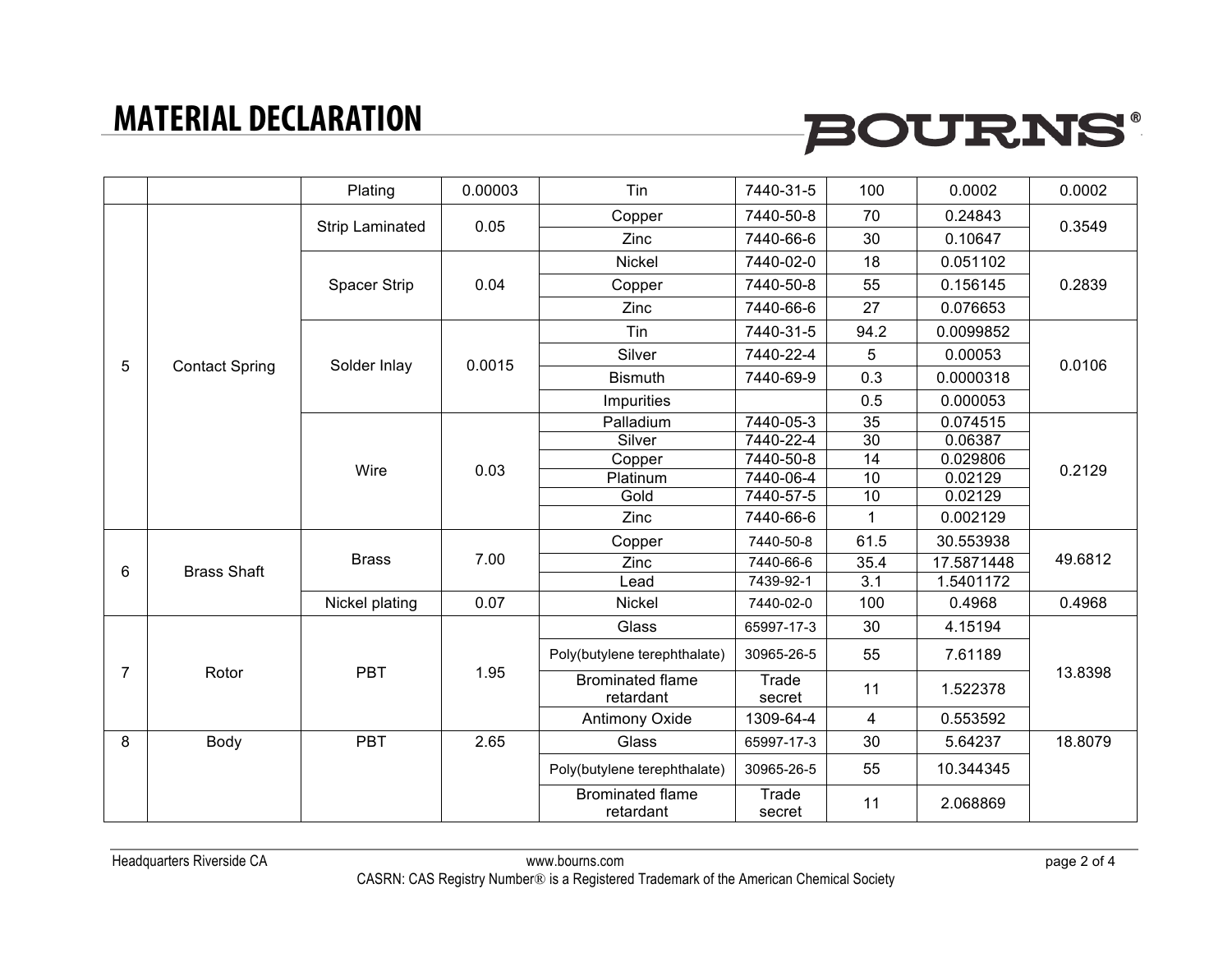# MATERIAL DECLARATION

| | | | | | | | | |
|---|---|---|---|---|---|---|---|---|
| | | Plating | 0.00003 | Tin | 7440-31-5 | 100 | 0.0002 | 0.0002 |
| 5 | Contact Spring | Strip Laminated | 0.05 | Copper | 7440-50-8 | 70 | 0.24843 | 0.3549 |
| | | | | Zinc | 7440-66-6 | 30 | 0.10647 | |
| | | Spacer Strip | 0.04 | Nickel | 7440-02-0 | 18 | 0.051102 | 0.2839 |
| | | | | Copper | 7440-50-8 | 55 | 0.156145 | |
| | | | | Zinc | 7440-66-6 | 27 | 0.076653 | |
| | | Solder Inlay | 0.0015 | Tin | 7440-31-5 | 94.2 | 0.0099852 | 0.0106 |
| | | | | Silver | 7440-22-4 | 5 | 0.00053 | |
| | | | | Bismuth | 7440-69-9 | 0.3 | 0.0000318 | |
| | | | | Impurities | | 0.5 | 0.000053 | |
| | | Wire | 0.03 | Palladium | 7440-05-3 | 35 | 0.074515 | 0.2129 |
| | | | | Silver | 7440-22-4 | 30 | 0.06387 | |
| | | | | Copper | 7440-50-8 | 14 | 0.029806 | |
| | | | | Platinum | 7440-06-4 | 10 | 0.02129 | |
| | | | | Gold | 7440-57-5 | 10 | 0.02129 | |
| | | | | Zinc | 7440-66-6 | 1 | 0.002129 | |
| 6 | Brass Shaft | Brass | 7.00 | Copper | 7440-50-8 | 61.5 | 30.553938 | 49.6812 |
| | | | | Zinc | 7440-66-6 | 35.4 | 17.5871448 | |
| | | | | Lead | 7439-92-1 | 3.1 | 1.5401172 | |
| | | Nickel plating | 0.07 | Nickel | 7440-02-0 | 100 | 0.4968 | 0.4968 |
| 7 | Rotor | PBT | 1.95 | Glass | 65997-17-3 | 30 | 4.15194 | 13.8398 |
| | | | | Poly(butylene terephthalate) | 30965-26-5 | 55 | 7.61189 | |
| | | | | Brominated flame retardant | Trade secret | 11 | 1.522378 | |
| | | | | Antimony Oxide | 1309-64-4 | 4 | 0.553592 | |
| 8 | Body | PBT | 2.65 | Glass | 65997-17-3 | 30 | 5.64237 | 18.8079 |
| | | | | Poly(butylene terephthalate) | 30965-26-5 | 55 | 10.344345 | |
| | | | | Brominated flame retardant | Trade secret | 11 | 2.068869 | |

Headquarters Riverside CA www.bourns.com

CASRN: CAS Registry Number® is a Registered Trademark of the American Chemical Society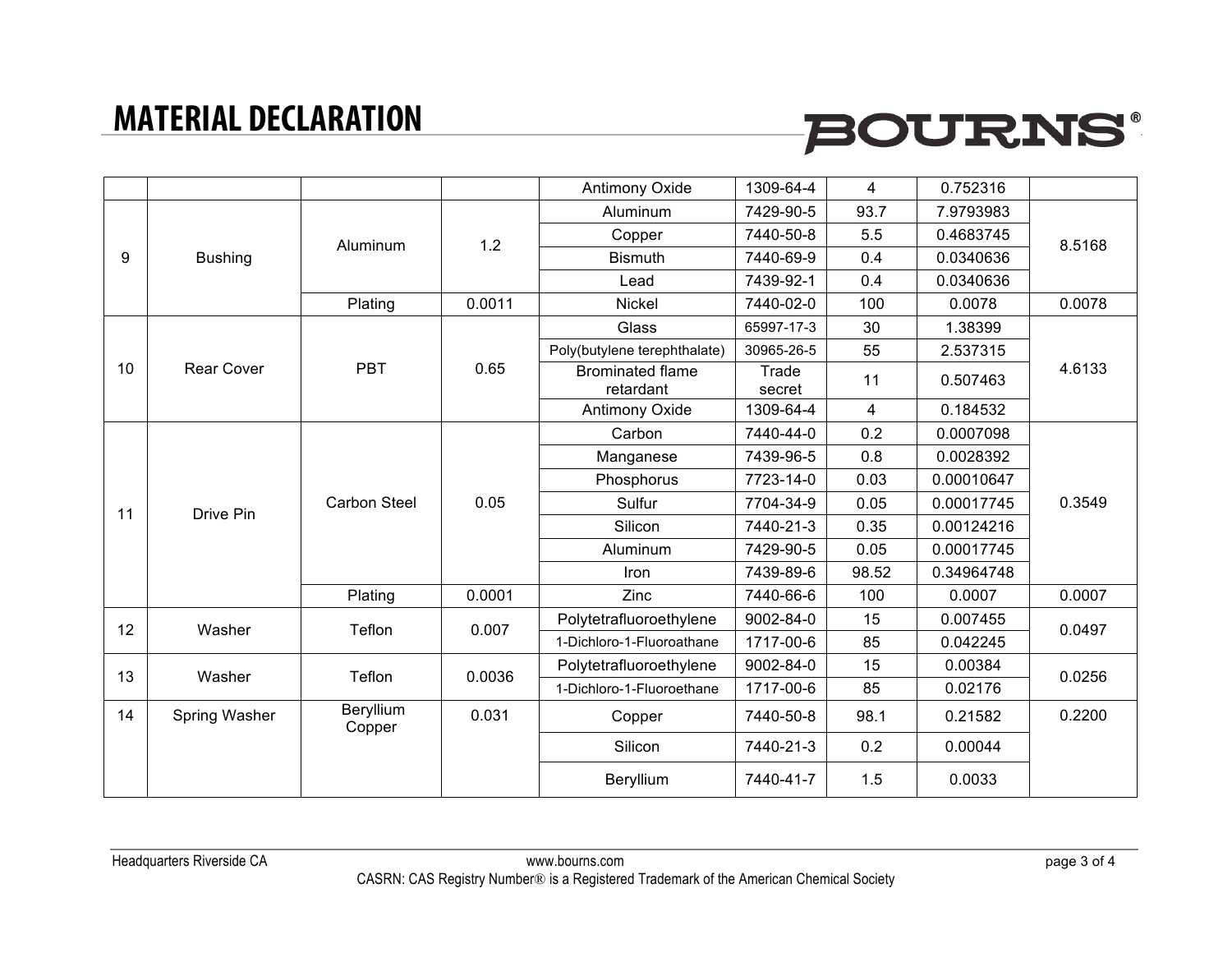# MATERIAL DECLARATION

| | | | | | | | | |
|---|---|---|---|---|---|---|---|---|
| | | | | Antimony Oxide | 1309-64-4 | 4 | 0.752316 | |
| 9 | Bushing | Aluminum | 1.2 | Aluminum | 7429-90-5 | 93.7 | 7.9793983 | 8.5168 |
| | | | | Copper | 7440-50-8 | 5.5 | 0.4683745 | |
| | | | | Bismuth | 7440-69-9 | 0.4 | 0.0340636 | |
| | | | | Lead | 7439-92-1 | 0.4 | 0.0340636 | |
| | | Plating | 0.0011 | Nickel | 7440-02-0 | 100 | 0.0078 | 0.0078 |
| 10 | Rear Cover | PBT | 0.65 | Glass | 65997-17-3 | 30 | 1.38399 | 4.6133 |
| | | | | Poly(butylene terephthalate) | 30965-26-5 | 55 | 2.537315 | |
| | | | | Brominated flame retardant | Trade secret | 11 | 0.507463 | |
| | | | | Antimony Oxide | 1309-64-4 | 4 | 0.184532 | |
| 11 | Drive Pin | Carbon Steel | 0.05 | Carbon | 7440-44-0 | 0.2 | 0.0007098 | 0.3549 |
| | | | | Manganese | 7439-96-5 | 0.8 | 0.0028392 | |
| | | | | Phosphorus | 7723-14-0 | 0.03 | 0.00010647 | |
| | | | | Sulfur | 7704-34-9 | 0.05 | 0.00017745 | |
| | | | | Silicon | 7440-21-3 | 0.35 | 0.00124216 | |
| | | | | Aluminum | 7429-90-5 | 0.05 | 0.00017745 | |
| | | | | Iron | 7439-89-6 | 98.52 | 0.34964748 | |
| | | Plating | 0.0001 | Zinc | 7440-66-6 | 100 | 0.0007 | 0.0007 |
| 12 | Washer | Teflon | 0.007 | Polytetrafluoroethylene | 9002-84-0 | 15 | 0.007455 | 0.0497 |
| | | | | 1-Dichloro-1-Fluoroathane | 1717-00-6 | 85 | 0.042245 | |
| 13 | Washer | Teflon | 0.0036 | Polytetrafluoroethylene | 9002-84-0 | 15 | 0.00384 | 0.0256 |
| | | | | 1-Dichloro-1-Fluoroethane | 1717-00-6 | 85 | 0.02176 | |
| 14 | Spring Washer | Beryllium Copper | 0.031 | Copper | 7440-50-8 | 98.1 | 0.21582 | 0.2200 |
| | | | | Silicon | 7440-21-3 | 0.2 | 0.00044 | |
| | | | | Beryllium | 7440-41-7 | 1.5 | 0.0033 | |

Headquarters Riverside CA www.bourns.com

CASRN: CAS Registry Number® is a Registered Trademark of the American Chemical Society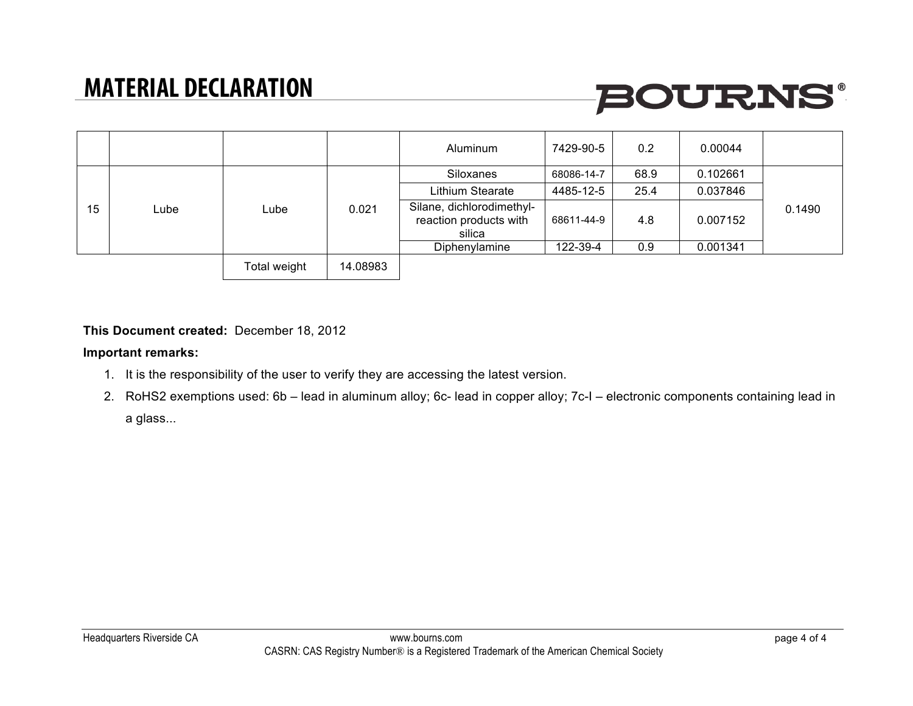# MATERIAL DECLARATION

| | | | | | | | | |
|---|---|---|---|---|---|---|---|---|
| | | | | Aluminum | 7429-90-5 | 0.2 | 0.00044 | |
| 15 | Lube | Lube | 0.021 | Siloxanes | 68086-14-7 | 68.9 | 0.102661 | 0.1490 |
| | | | | Lithium Stearate | 4485-12-5 | 25.4 | 0.037846 | |
| | | | | Silane, dichlorodimethyl- reaction products with silica | 68611-44-9 | 4.8 | 0.007152 | |
| | | | | Diphenylamine | 122-39-4 | 0.9 | 0.001341 | |
| | | Total weight | 14.08983 | | | | | |

**This Document created:** December 18, 2012

**Important remarks:**

1. It is the responsibility of the user to verify they are accessing the latest version.
2. RoHS2 exemptions used: 6b – lead in aluminum alloy; 6c- lead in copper alloy; 7c-I – electronic components containing lead in a glass...

Headquarters Riverside CA www.bourns.com

CASRN: CAS Registry Number® is a Registered Trademark of the American Chemical Society